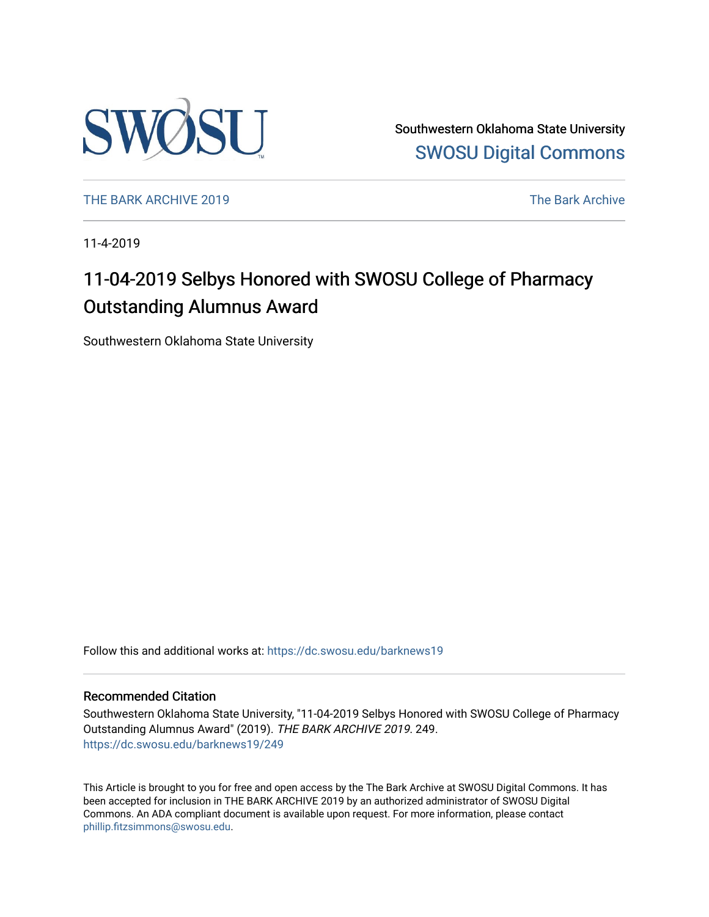Southwestern Oklahoma State University

SWOSU Digital Commons

THE BARK ARCHIVE 2019

The Bark Archive

11-4-2019

# 11-04-2019 Selbys Honored with SWOSU College of Pharmacy Outstanding Alumnus Award

Southwestern Oklahoma State University

Follow this and additional works at: https://dc.swosu.edu/barknews19

## Recommended Citation

Southwestern Oklahoma State University, "11-04-2019 Selbys Honored with SWOSU College of Pharmacy Outstanding Alumnus Award" (2019). *THE BARK ARCHIVE 2019*. 249.
https://dc.swosu.edu/barknews19/249

This Article is brought to you for free and open access by the The Bark Archive at SWOSU Digital Commons. It has been accepted for inclusion in THE BARK ARCHIVE 2019 by an authorized administrator of SWOSU Digital Commons. An ADA compliant document is available upon request. For more information, please contact phillip.fitzsimmons@swosu.edu.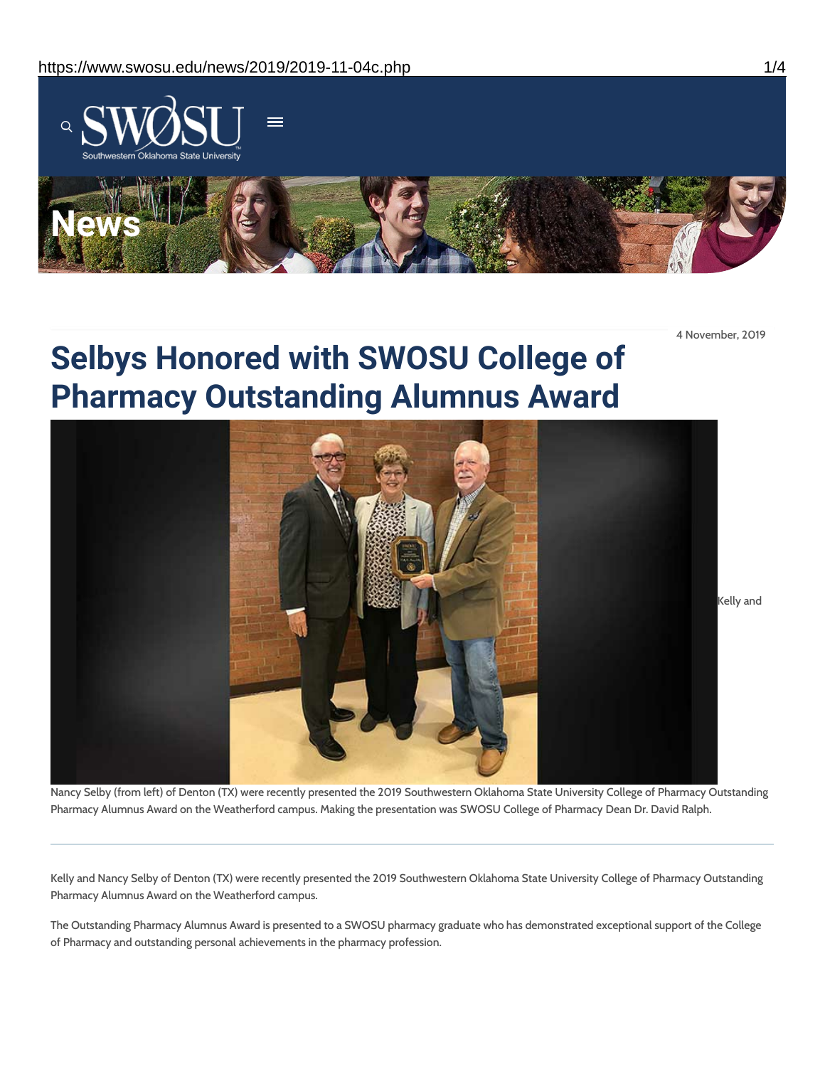4 November, 2019

# Selbys Honored with SWOSU College of Pharmacy Outstanding Alumnus Award

Kelly and Nancy Selby (from left) of Denton (TX) were recently presented the 2019 Southwestern Oklahoma State University College of Pharmacy Outstanding Pharmacy Alumnus Award on the Weatherford campus. Making the presentation was SWOSU College of Pharmacy Dean Dr. David Ralph.

---

Kelly and Nancy Selby of Denton (TX) were recently presented the 2019 Southwestern Oklahoma State University College of Pharmacy Outstanding Pharmacy Alumnus Award on the Weatherford campus.

The Outstanding Pharmacy Alumnus Award is presented to a SWOSU pharmacy graduate who has demonstrated exceptional support of the College of Pharmacy and outstanding personal achievements in the pharmacy profession.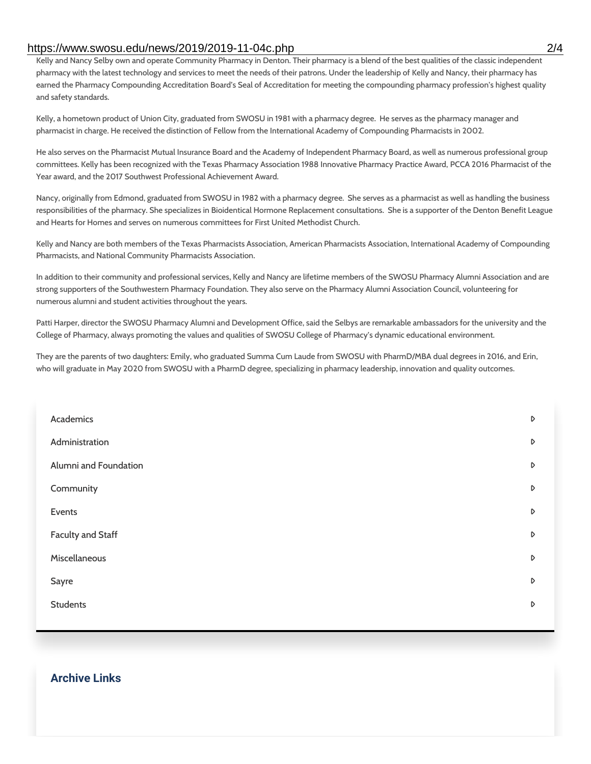Kelly and Nancy Selby own and operate Community Pharmacy in Denton. Their pharmacy is a blend of the best qualities of the classic independent pharmacy with the latest technology and services to meet the needs of their patrons. Under the leadership of Kelly and Nancy, their pharmacy has earned the Pharmacy Compounding Accreditation Board's Seal of Accreditation for meeting the compounding pharmacy profession's highest quality and safety standards.

Kelly, a hometown product of Union City, graduated from SWOSU in 1981 with a pharmacy degree. He serves as the pharmacy manager and pharmacist in charge. He received the distinction of Fellow from the International Academy of Compounding Pharmacists in 2002.

He also serves on the Pharmacist Mutual Insurance Board and the Academy of Independent Pharmacy Board, as well as numerous professional group committees. Kelly has been recognized with the Texas Pharmacy Association 1988 Innovative Pharmacy Practice Award, PCCA 2016 Pharmacist of the Year award, and the 2017 Southwest Professional Achievement Award.

Nancy, originally from Edmond, graduated from SWOSU in 1982 with a pharmacy degree. She serves as a pharmacist as well as handling the business responsibilities of the pharmacy. She specializes in Bioidentical Hormone Replacement consultations. She is a supporter of the Denton Benefit League and Hearts for Homes and serves on numerous committees for First United Methodist Church.

Kelly and Nancy are both members of the Texas Pharmacists Association, American Pharmacists Association, International Academy of Compounding Pharmacists, and National Community Pharmacists Association.

In addition to their community and professional services, Kelly and Nancy are lifetime members of the SWOSU Pharmacy Alumni Association and are strong supporters of the Southwestern Pharmacy Foundation. They also serve on the Pharmacy Alumni Association Council, volunteering for numerous alumni and student activities throughout the years.

Patti Harper, director the SWOSU Pharmacy Alumni and Development Office, said the Selbys are remarkable ambassadors for the university and the College of Pharmacy, always promoting the values and qualities of SWOSU College of Pharmacy's dynamic educational environment.

They are the parents of two daughters: Emily, who graduated Summa Cum Laude from SWOSU with PharmD/MBA dual degrees in 2016, and Erin, who will graduate in May 2020 from SWOSU with a PharmD degree, specializing in pharmacy leadership, innovation and quality outcomes.

- Academics
- Administration
- Alumni and Foundation
- Community
- Events
- Faculty and Staff
- Miscellaneous
- Sayre
- Students

## Archive Links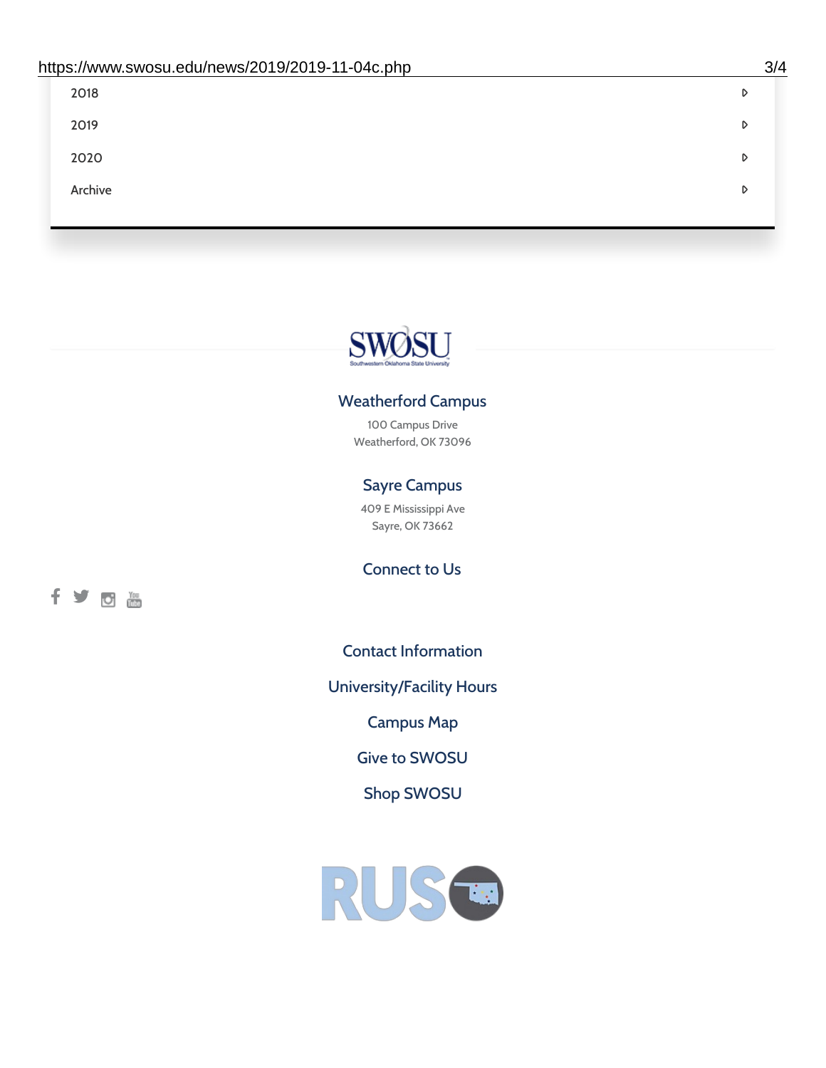2018

2019

2020

Archive

SWOSU
Southwestern Oklahoma State University

### Weatherford Campus

100 Campus Drive
Weatherford, OK 73096

### Sayre Campus

409 E Mississippi Ave
Sayre, OK 73662

### Connect to Us

Contact Information

University/Facility Hours

Campus Map

Give to SWOSU

Shop SWOSU

RUSO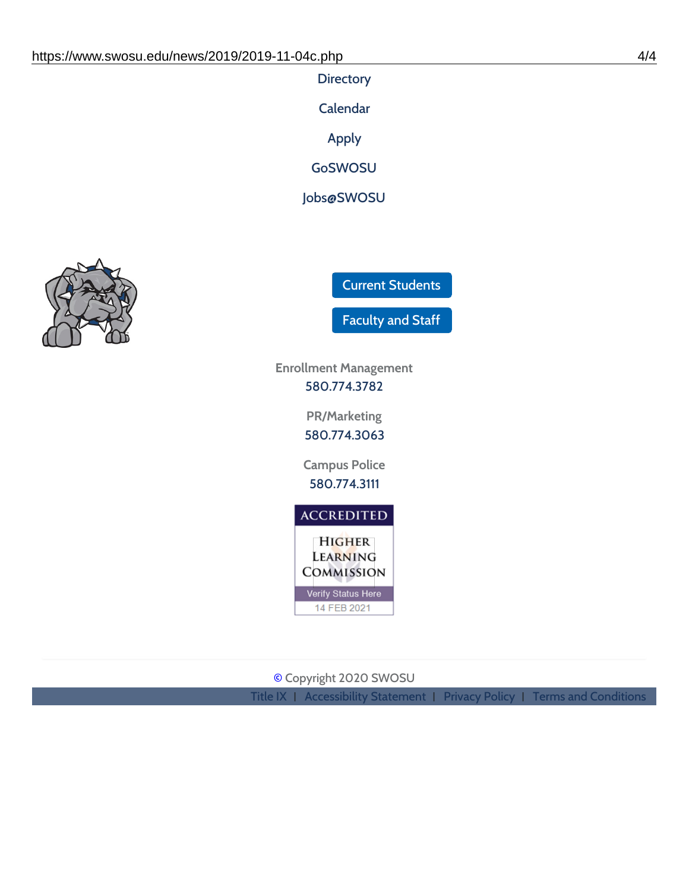Directory

Calendar

Apply

GoSWOSU

Jobs@SWOSU

Current Students

Faculty and Staff

Enrollment Management
580.774.3782

PR/Marketing
580.774.3063

Campus Police
580.774.3111

ACCREDITED

HIGHER LEARNING COMMISSION

Verify Status Here

14 FEB 2021

© Copyright 2020 SWOSU

Title IX | Accessibility Statement | Privacy Policy | Terms and Conditions